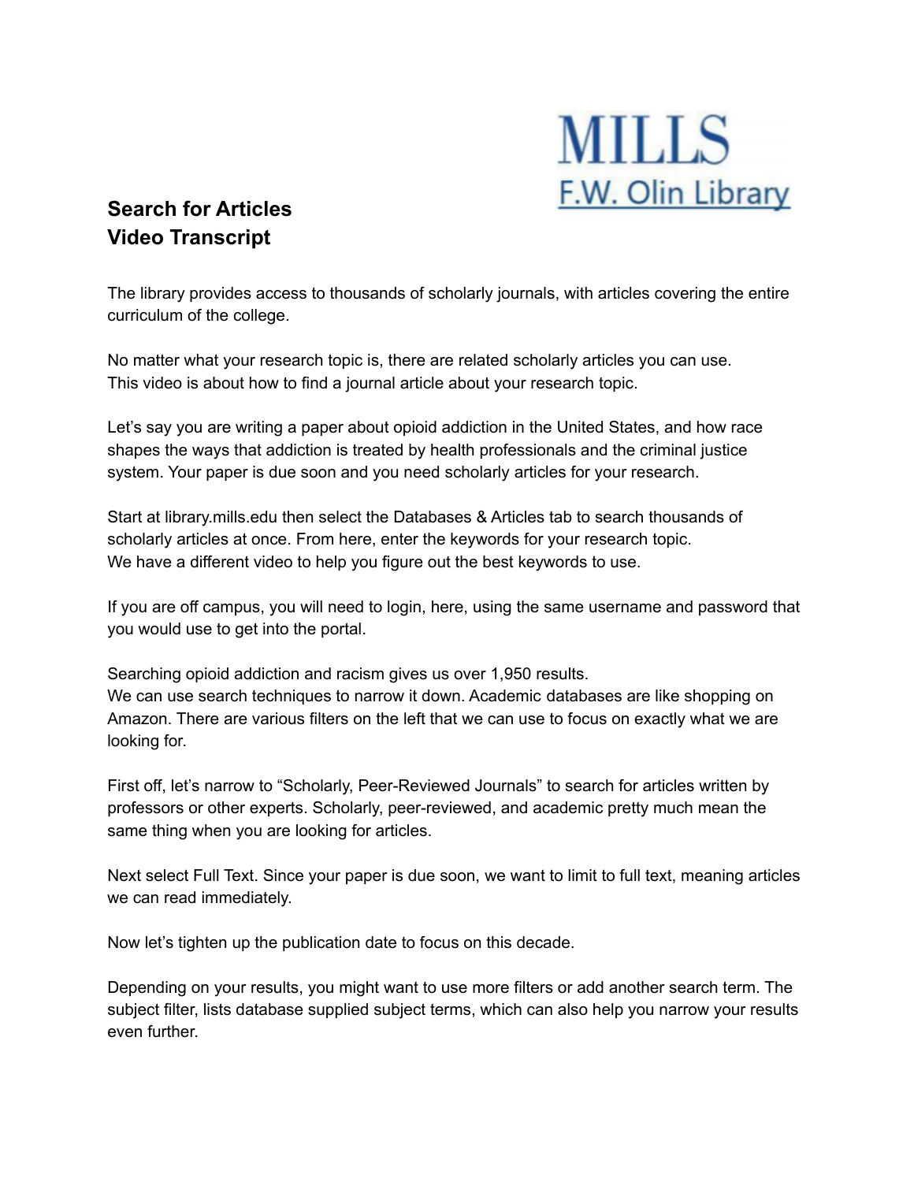MILLS
F.W. Olin Library

## Search for Articles
## Video Transcript

The library provides access to thousands of scholarly journals, with articles covering the entire curriculum of the college.

No matter what your research topic is, there are related scholarly articles you can use.
This video is about how to find a journal article about your research topic.

Let's say you are writing a paper about opioid addiction in the United States, and how race shapes the ways that addiction is treated by health professionals and the criminal justice system. Your paper is due soon and you need scholarly articles for your research.

Start at library.mills.edu then select the Databases & Articles tab to search thousands of scholarly articles at once. From here, enter the keywords for your research topic.
We have a different video to help you figure out the best keywords to use.

If you are off campus, you will need to login, here, using the same username and password that you would use to get into the portal.

Searching opioid addiction and racism gives us over 1,950 results.
We can use search techniques to narrow it down. Academic databases are like shopping on Amazon. There are various filters on the left that we can use to focus on exactly what we are looking for.

First off, let's narrow to "Scholarly, Peer-Reviewed Journals" to search for articles written by professors or other experts. Scholarly, peer-reviewed, and academic pretty much mean the same thing when you are looking for articles.

Next select Full Text. Since your paper is due soon, we want to limit to full text, meaning articles we can read immediately.

Now let's tighten up the publication date to focus on this decade.

Depending on your results, you might want to use more filters or add another search term. The subject filter, lists database supplied subject terms, which can also help you narrow your results even further.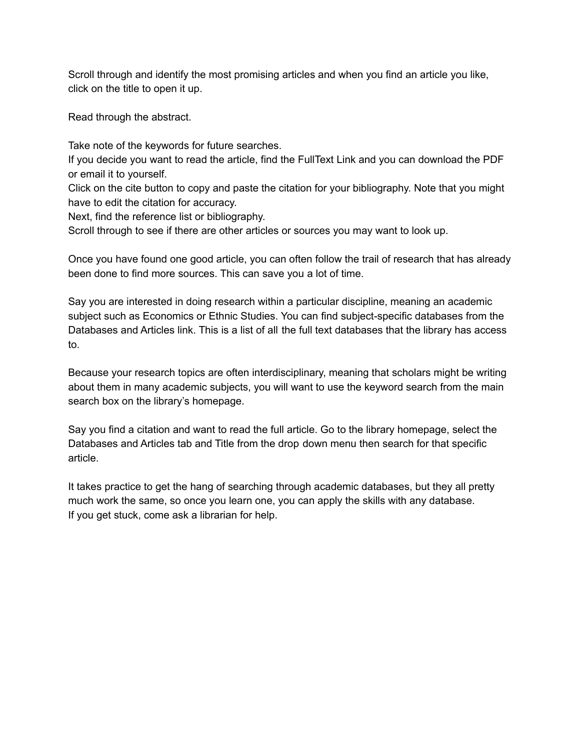Scroll through and identify the most promising articles and when you find an article you like, click on the title to open it up.

Read through the abstract.

Take note of the keywords for future searches.
If you decide you want to read the article, find the FullText Link and you can download the PDF or email it to yourself.
Click on the cite button to copy and paste the citation for your bibliography. Note that you might have to edit the citation for accuracy.
Next, find the reference list or bibliography.
Scroll through to see if there are other articles or sources you may want to look up.

Once you have found one good article, you can often follow the trail of research that has already been done to find more sources. This can save you a lot of time.

Say you are interested in doing research within a particular discipline, meaning an academic subject such as Economics or Ethnic Studies. You can find subject-specific databases from the Databases and Articles link. This is a list of all the full text databases that the library has access to.

Because your research topics are often interdisciplinary, meaning that scholars might be writing about them in many academic subjects, you will want to use the keyword search from the main search box on the library's homepage.

Say you find a citation and want to read the full article. Go to the library homepage, select the Databases and Articles tab and Title from the drop down menu then search for that specific article.

It takes practice to get the hang of searching through academic databases, but they all pretty much work the same, so once you learn one, you can apply the skills with any database.
If you get stuck, come ask a librarian for help.